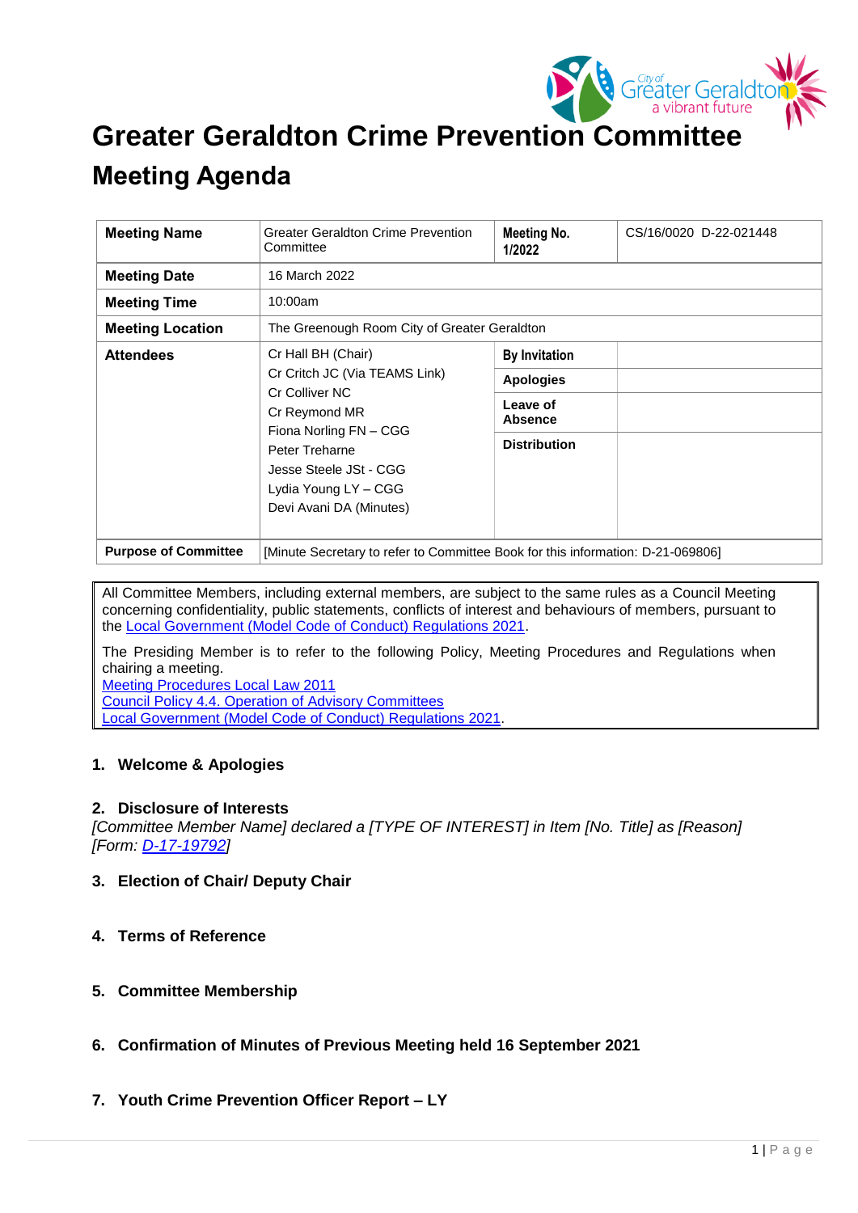# Greater Geraldton Crime Prevention Committee Meeting Agenda

| Meeting Name | Greater Geraldton Crime Prevention Committee | Meeting No. 1/2022 | CS/16/0020 D-22-021448 |
|---|---|---|---|
| Meeting Date | 16 March 2022 | | |
| Meeting Time | 10:00am | | |
| Meeting Location | The Greenough Room City of Greater Geraldton | | |
| Attendees | Cr Hall BH (Chair)<br>Cr Critch JC (Via TEAMS Link)<br>Cr Colliver NC<br>Cr Reymond MR<br>Fiona Norling FN – CGG<br>Peter Treharne<br>Jesse Steele JSt - CGG<br>Lydia Young LY – CGG<br>Devi Avani DA (Minutes) | By Invitation | |
| | | Apologies | |
| | | Leave of Absence | |
| | | Distribution | |
| Purpose of Committee | [Minute Secretary to refer to Committee Book for this information: D-21-069806] | | |

All Committee Members, including external members, are subject to the same rules as a Council Meeting concerning confidentiality, public statements, conflicts of interest and behaviours of members, pursuant to the Local Government (Model Code of Conduct) Regulations 2021.

The Presiding Member is to refer to the following Policy, Meeting Procedures and Regulations when chairing a meeting.
Meeting Procedures Local Law 2011
Council Policy 4.4. Operation of Advisory Committees
Local Government (Model Code of Conduct) Regulations 2021.

## 1. Welcome & Apologies

## 2. Disclosure of Interests

*[Committee Member Name] declared a [TYPE OF INTEREST] in Item [No. Title] as [Reason] [Form: D-17-19792]*

## 3. Election of Chair/ Deputy Chair

## 4. Terms of Reference

## 5. Committee Membership

## 6. Confirmation of Minutes of Previous Meeting held 16 September 2021

## 7. Youth Crime Prevention Officer Report – LY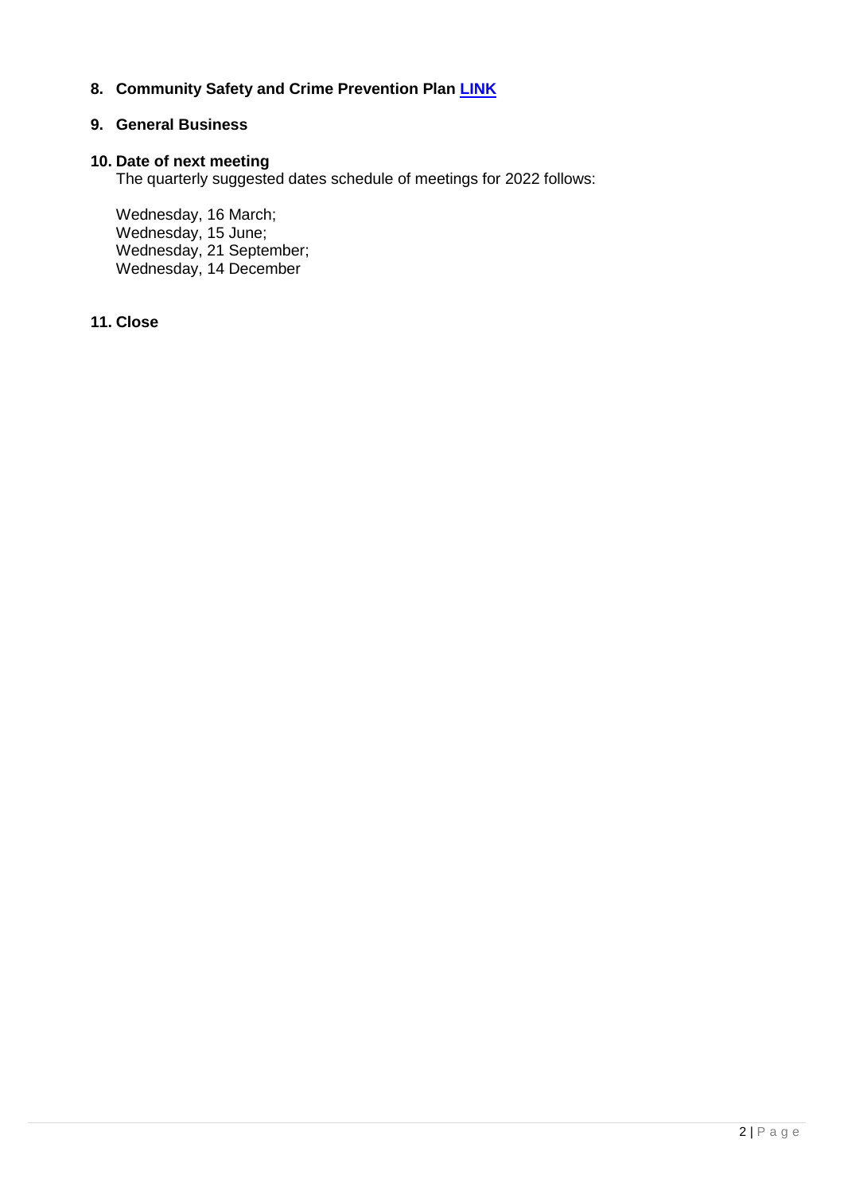**8. Community Safety and Crime Prevention Plan LINK**

**9. General Business**

**10. Date of next meeting**

The quarterly suggested dates schedule of meetings for 2022 follows:

Wednesday, 16 March;
Wednesday, 15 June;
Wednesday, 21 September;
Wednesday, 14 December

**11. Close**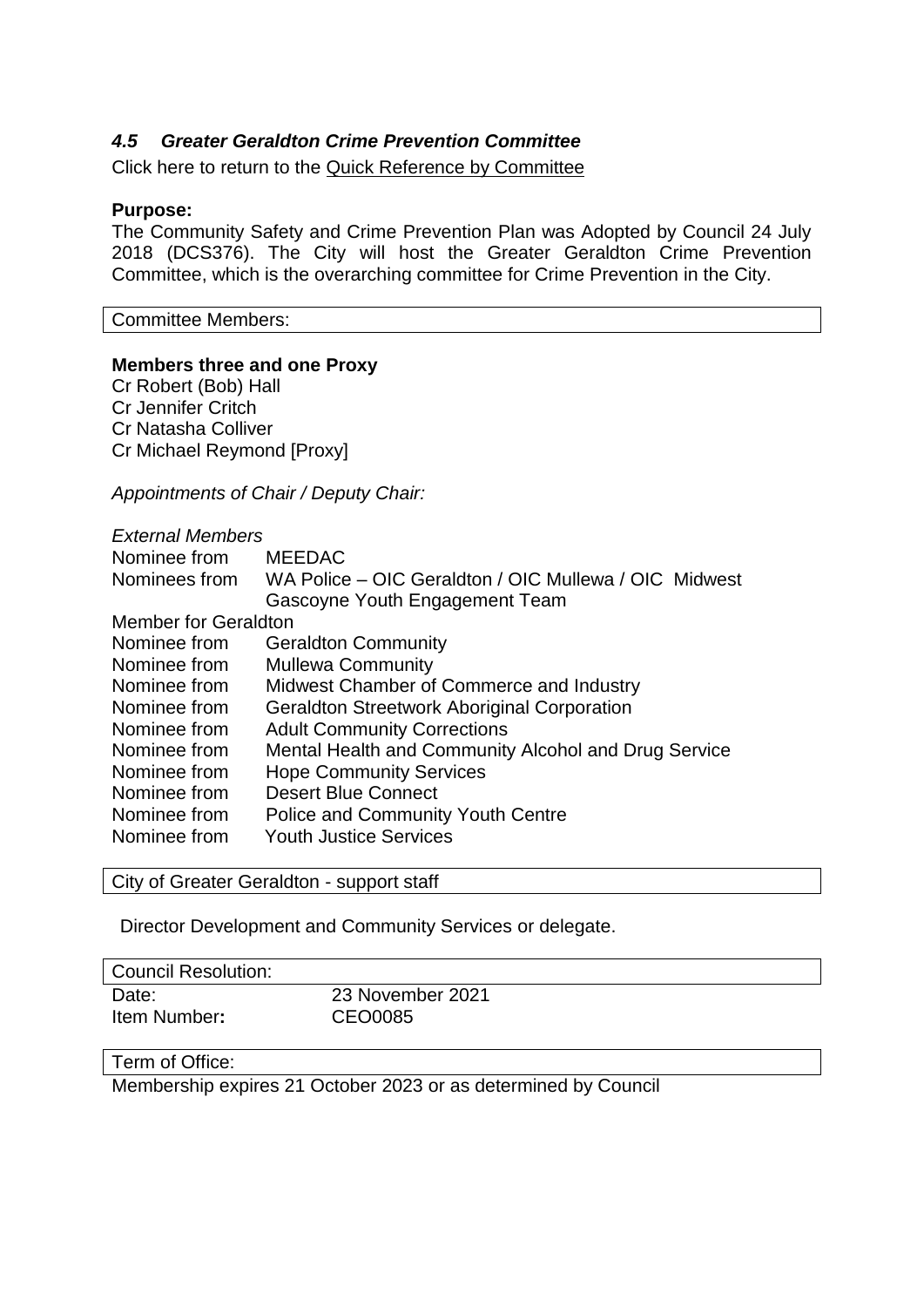### *4.5 Greater Geraldton Crime Prevention Committee*

Click here to return to the Quick Reference by Committee

**Purpose:**

The Community Safety and Crime Prevention Plan was Adopted by Council 24 July 2018 (DCS376). The City will host the Greater Geraldton Crime Prevention Committee, which is the overarching committee for Crime Prevention in the City.

| Committee Members: |
|---|

**Members three and one Proxy**

Cr Robert (Bob) Hall
Cr Jennifer Critch
Cr Natasha Colliver
Cr Michael Reymond [Proxy]

*Appointments of Chair / Deputy Chair:*

*External Members*

| | |
|---|---|
| Nominee from | MEEDAC |
| Nominees from | WA Police – OIC Geraldton / OIC Mullewa / OIC Midwest Gascoyne Youth Engagement Team |
| Member for Geraldton | |
| Nominee from | Geraldton Community |
| Nominee from | Mullewa Community |
| Nominee from | Midwest Chamber of Commerce and Industry |
| Nominee from | Geraldton Streetwork Aboriginal Corporation |
| Nominee from | Adult Community Corrections |
| Nominee from | Mental Health and Community Alcohol and Drug Service |
| Nominee from | Hope Community Services |
| Nominee from | Desert Blue Connect |
| Nominee from | Police and Community Youth Centre |
| Nominee from | Youth Justice Services |

| City of Greater Geraldton - support staff |
|---|

Director Development and Community Services or delegate.

| Council Resolution: | |
|---|---|
| Date: | 23 November 2021 |
| Item Number**:** | CEO0085 |

| Term of Office: |
|---|

Membership expires 21 October 2023 or as determined by Council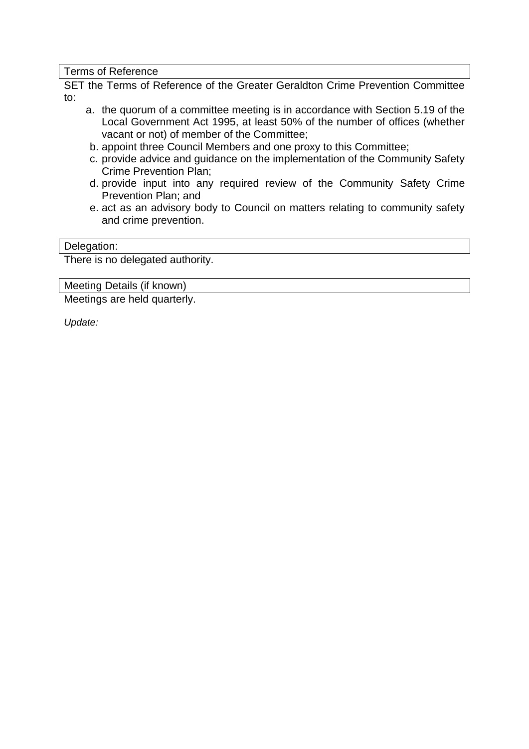Terms of Reference

SET the Terms of Reference of the Greater Geraldton Crime Prevention Committee to:

a. the quorum of a committee meeting is in accordance with Section 5.19 of the Local Government Act 1995, at least 50% of the number of offices (whether vacant or not) of member of the Committee;
b. appoint three Council Members and one proxy to this Committee;
c. provide advice and guidance on the implementation of the Community Safety Crime Prevention Plan;
d. provide input into any required review of the Community Safety Crime Prevention Plan; and
e. act as an advisory body to Council on matters relating to community safety and crime prevention.

Delegation:

There is no delegated authority.

Meeting Details (if known)

Meetings are held quarterly.

*Update:*